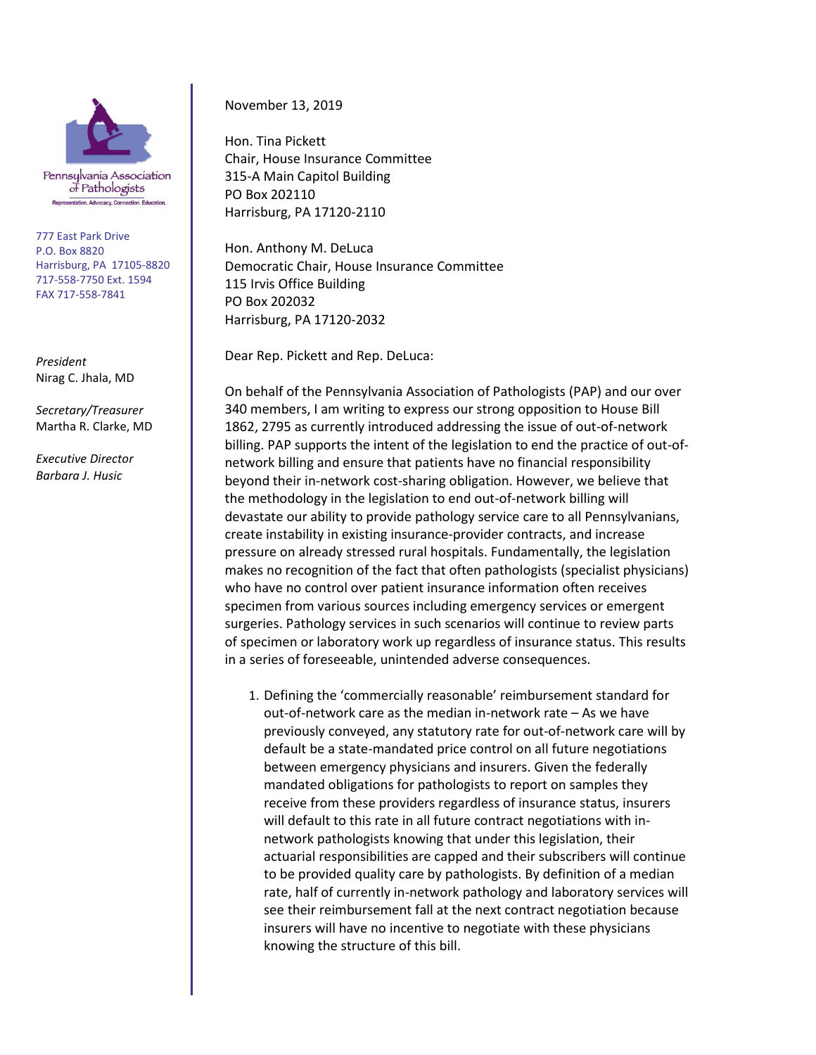Pennsylvania Association of Pathologists

Representation. Advocacy. Connection. Education.

777 East Park Drive
P.O. Box 8820
Harrisburg, PA 17105-8820
717-558-7750 Ext. 1594
FAX 717-558-7841

*President*
Nirag C. Jhala, MD

*Secretary/Treasurer*
Martha R. Clarke, MD

*Executive Director*
*Barbara J. Husic*

November 13, 2019

Hon. Tina Pickett
Chair, House Insurance Committee
315-A Main Capitol Building
PO Box 202110
Harrisburg, PA 17120-2110

Hon. Anthony M. DeLuca
Democratic Chair, House Insurance Committee
115 Irvis Office Building
PO Box 202032
Harrisburg, PA 17120-2032

Dear Rep. Pickett and Rep. DeLuca:

On behalf of the Pennsylvania Association of Pathologists (PAP) and our over 340 members, I am writing to express our strong opposition to House Bill 1862, 2795 as currently introduced addressing the issue of out-of-network billing. PAP supports the intent of the legislation to end the practice of out-of-network billing and ensure that patients have no financial responsibility beyond their in-network cost-sharing obligation. However, we believe that the methodology in the legislation to end out-of-network billing will devastate our ability to provide pathology service care to all Pennsylvanians, create instability in existing insurance-provider contracts, and increase pressure on already stressed rural hospitals. Fundamentally, the legislation makes no recognition of the fact that often pathologists (specialist physicians) who have no control over patient insurance information often receives specimen from various sources including emergency services or emergent surgeries. Pathology services in such scenarios will continue to review parts of specimen or laboratory work up regardless of insurance status. This results in a series of foreseeable, unintended adverse consequences.

1. Defining the 'commercially reasonable' reimbursement standard for out-of-network care as the median in-network rate – As we have previously conveyed, any statutory rate for out-of-network care will by default be a state-mandated price control on all future negotiations between emergency physicians and insurers. Given the federally mandated obligations for pathologists to report on samples they receive from these providers regardless of insurance status, insurers will default to this rate in all future contract negotiations with in-network pathologists knowing that under this legislation, their actuarial responsibilities are capped and their subscribers will continue to be provided quality care by pathologists. By definition of a median rate, half of currently in-network pathology and laboratory services will see their reimbursement fall at the next contract negotiation because insurers will have no incentive to negotiate with these physicians knowing the structure of this bill.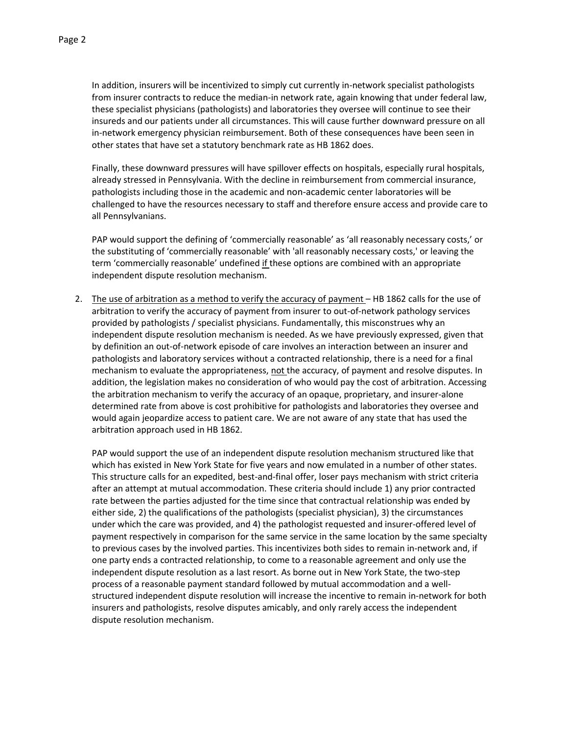In addition, insurers will be incentivized to simply cut currently in-network specialist pathologists from insurer contracts to reduce the median-in network rate, again knowing that under federal law, these specialist physicians (pathologists) and laboratories they oversee will continue to see their insureds and our patients under all circumstances. This will cause further downward pressure on all in-network emergency physician reimbursement. Both of these consequences have been seen in other states that have set a statutory benchmark rate as HB 1862 does.

Finally, these downward pressures will have spillover effects on hospitals, especially rural hospitals, already stressed in Pennsylvania. With the decline in reimbursement from commercial insurance, pathologists including those in the academic and non-academic center laboratories will be challenged to have the resources necessary to staff and therefore ensure access and provide care to all Pennsylvanians.

PAP would support the defining of 'commercially reasonable' as 'all reasonably necessary costs,' or the substituting of 'commercially reasonable' with 'all reasonably necessary costs,' or leaving the term 'commercially reasonable' undefined <u>if</u> these options are combined with an appropriate independent dispute resolution mechanism.

2. <u>The use of arbitration as a method to verify the accuracy of payment</u> – HB 1862 calls for the use of arbitration to verify the accuracy of payment from insurer to out-of-network pathology services provided by pathologists / specialist physicians. Fundamentally, this misconstrues why an independent dispute resolution mechanism is needed. As we have previously expressed, given that by definition an out-of-network episode of care involves an interaction between an insurer and pathologists and laboratory services without a contracted relationship, there is a need for a final mechanism to evaluate the appropriateness, <u>not</u> the accuracy, of payment and resolve disputes. In addition, the legislation makes no consideration of who would pay the cost of arbitration. Accessing the arbitration mechanism to verify the accuracy of an opaque, proprietary, and insurer-alone determined rate from above is cost prohibitive for pathologists and laboratories they oversee and would again jeopardize access to patient care. We are not aware of any state that has used the arbitration approach used in HB 1862.

   PAP would support the use of an independent dispute resolution mechanism structured like that which has existed in New York State for five years and now emulated in a number of other states. This structure calls for an expedited, best-and-final offer, loser pays mechanism with strict criteria after an attempt at mutual accommodation. These criteria should include 1) any prior contracted rate between the parties adjusted for the time since that contractual relationship was ended by either side, 2) the qualifications of the pathologists (specialist physician), 3) the circumstances under which the care was provided, and 4) the pathologist requested and insurer-offered level of payment respectively in comparison for the same service in the same location by the same specialty to previous cases by the involved parties. This incentivizes both sides to remain in-network and, if one party ends a contracted relationship, to come to a reasonable agreement and only use the independent dispute resolution as a last resort. As borne out in New York State, the two-step process of a reasonable payment standard followed by mutual accommodation and a well-structured independent dispute resolution will increase the incentive to remain in-network for both insurers and pathologists, resolve disputes amicably, and only rarely access the independent dispute resolution mechanism.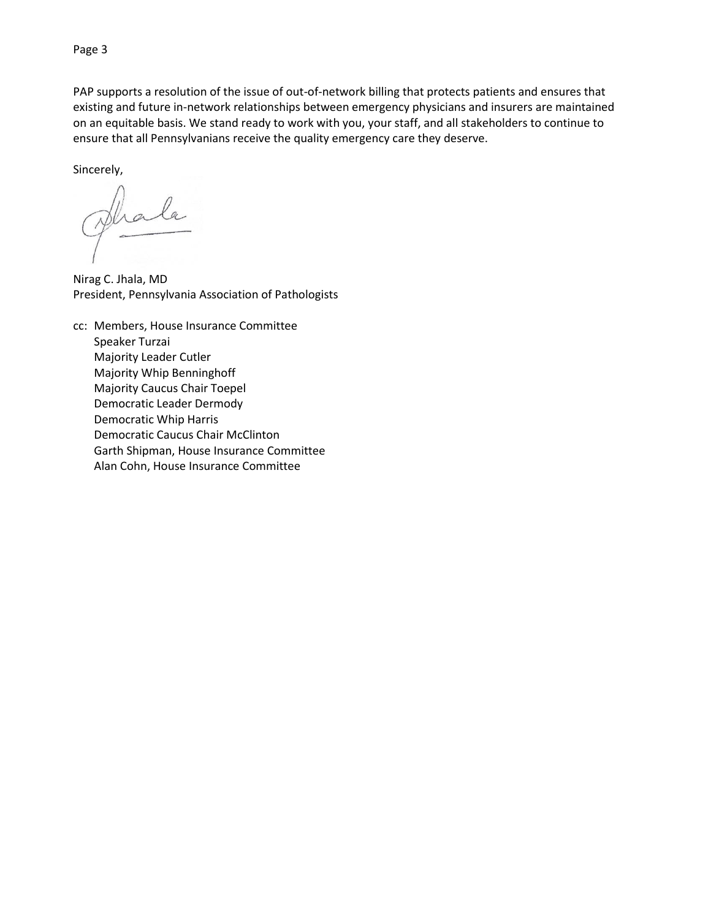PAP supports a resolution of the issue of out-of-network billing that protects patients and ensures that existing and future in-network relationships between emergency physicians and insurers are maintained on an equitable basis. We stand ready to work with you, your staff, and all stakeholders to continue to ensure that all Pennsylvanians receive the quality emergency care they deserve.

Sincerely,

Nirag C. Jhala, MD
President, Pennsylvania Association of Pathologists

cc: Members, House Insurance Committee
Speaker Turzai
Majority Leader Cutler
Majority Whip Benninghoff
Majority Caucus Chair Toepel
Democratic Leader Dermody
Democratic Whip Harris
Democratic Caucus Chair McClinton
Garth Shipman, House Insurance Committee
Alan Cohn, House Insurance Committee